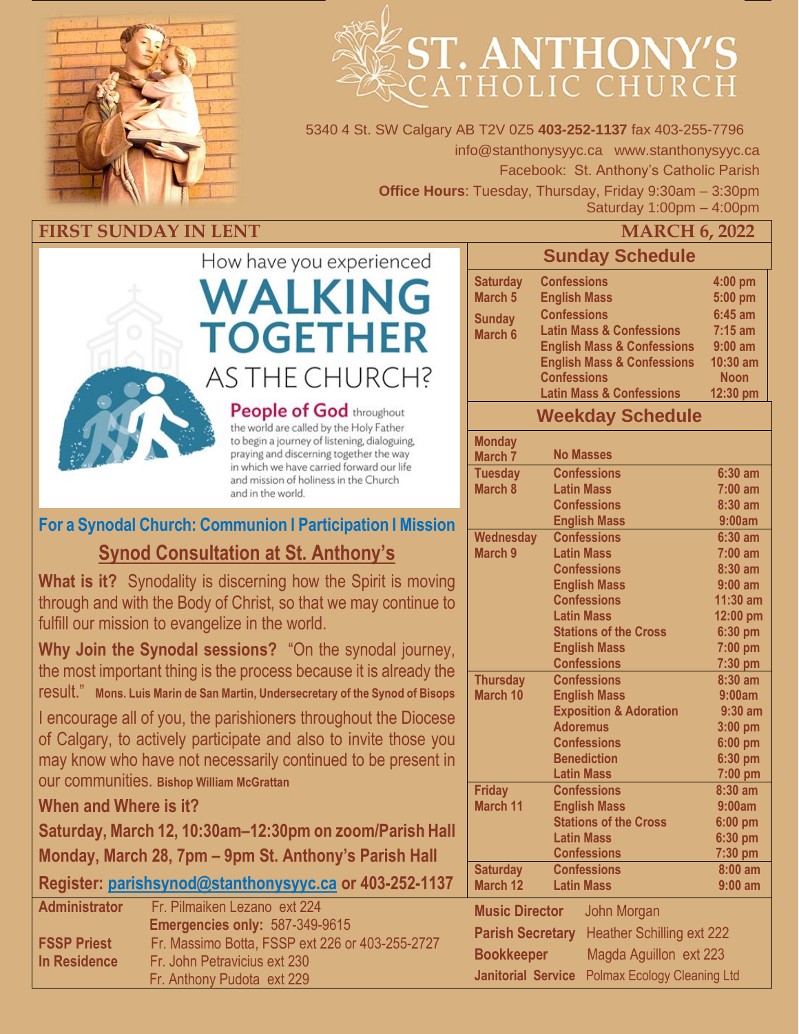# ST. ANTHONY'S CATHOLIC CHURCH

5340 4 St. SW Calgary AB T2V 0Z5 **403-252-1137** fax 403-255-7796
info@stanthonysyyc.ca www.stanthonysyyc.ca
Facebook: St. Anthony's Catholic Parish
**Office Hours**: Tuesday, Thursday, Friday 9:30am – 3:30pm
Saturday 1:00pm – 4:00pm

**FIRST SUNDAY IN LENT** **MARCH 6, 2022**

How have you experienced **WALKING TOGETHER** AS THE CHURCH?

**People of God** throughout the world are called by the Holy Father to begin a journey of listening, dialoguing, praying and discerning together the way in which we have carried forward our life and mission of holiness in the Church and in the world.

**For a Synodal Church: Communion I Participation I Mission**

## Synod Consultation at St. Anthony's

**What is it?** Synodality is discerning how the Spirit is moving through and with the Body of Christ, so that we may continue to fulfill our mission to evangelize in the world.

**Why Join the Synodal sessions?** "On the synodal journey, the most important thing is the process because it is already the result." **Mons. Luis Marin de San Martin, Undersecretary of the Synod of Bisops**

I encourage all of you, the parishioners throughout the Diocese of Calgary, to actively participate and also to invite those you may know who have not necessarily continued to be present in our communities. **Bishop William McGrattan**

**When and Where is it?**

**Saturday, March 12, 10:30am–12:30pm on zoom/Parish Hall**

**Monday, March 28, 7pm – 9pm St. Anthony's Parish Hall**

**Register: parishsynod@stanthonysyyc.ca or 403-252-1137**

## Sunday Schedule

| Day | Service | Time |
|---|---|---|
| Saturday March 5 | Confessions | 4:00 pm |
| | English Mass | 5:00 pm |
| Sunday March 6 | Confessions | 6:45 am |
| | Latin Mass & Confessions | 7:15 am |
| | English Mass & Confessions | 9:00 am |
| | English Mass & Confessions | 10:30 am |
| | Confessions | Noon |
| | Latin Mass & Confessions | 12:30 pm |

## Weekday Schedule

| Day | Service | Time |
|---|---|---|
| Monday March 7 | No Masses | |
| Tuesday March 8 | Confessions | 6:30 am |
| | Latin Mass | 7:00 am |
| | Confessions | 8:30 am |
| | English Mass | 9:00am |
| Wednesday March 9 | Confessions | 6:30 am |
| | Latin Mass | 7:00 am |
| | Confessions | 8:30 am |
| | English Mass | 9:00 am |
| | Confessions | 11:30 am |
| | Latin Mass | 12:00 pm |
| | Stations of the Cross | 6:30 pm |
| | English Mass | 7:00 pm |
| | Confessions | 7:30 pm |
| Thursday March 10 | Confessions | 8:30 am |
| | English Mass | 9:00am |
| | Exposition & Adoration | 9:30 am |
| | Adoremus | 3:00 pm |
| | Confessions | 6:00 pm |
| | Benediction | 6:30 pm |
| | Latin Mass | 7:00 pm |
| Friday March 11 | Confessions | 8:30 am |
| | English Mass | 9:00am |
| | Stations of the Cross | 6:00 pm |
| | Latin Mass | 6:30 pm |
| | Confessions | 7:30 pm |
| Saturday March 12 | Confessions | 8:00 am |
| | Latin Mass | 9:00 am |

**Administrator** Fr. Pilmaiken Lezano ext 224
**Emergencies only:** 587-349-9615
**FSSP Priest** Fr. Massimo Botta, FSSP ext 226 or 403-255-2727
**In Residence** Fr. John Petravicius ext 230
Fr. Anthony Pudota ext 229

**Music Director** John Morgan
**Parish Secretary** Heather Schilling ext 222
**Bookkeeper** Magda Aguillon ext 223
**Janitorial Service** Polmax Ecology Cleaning Ltd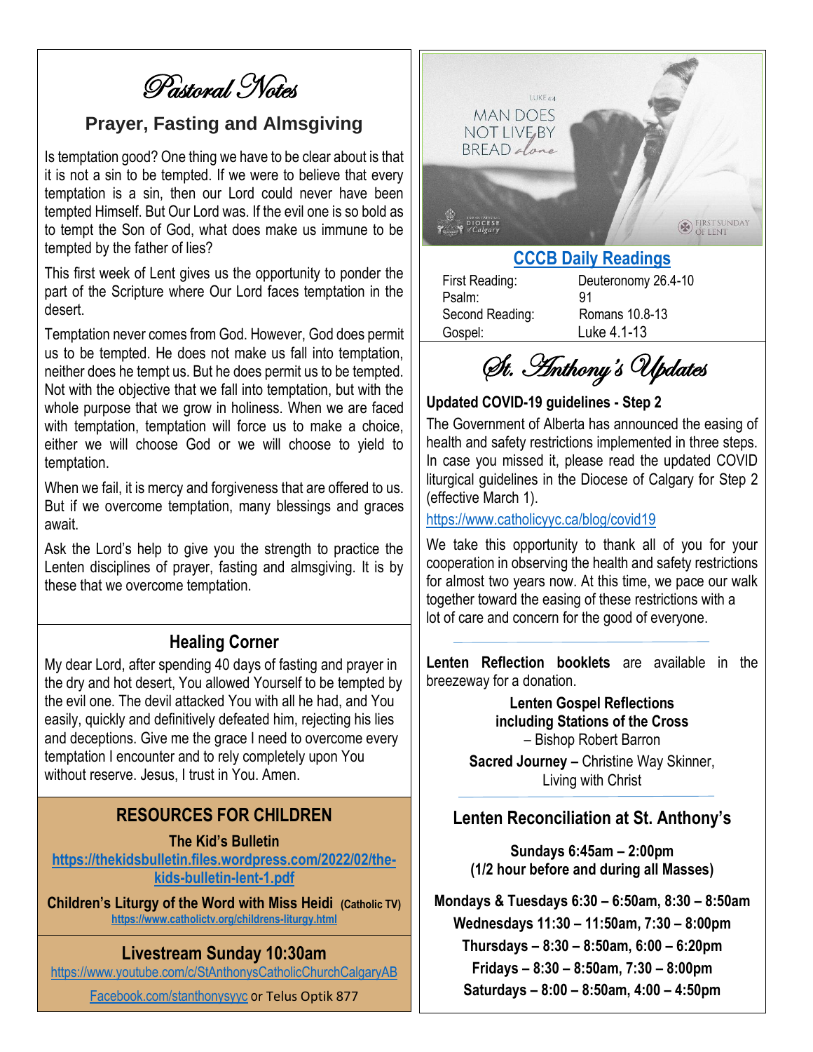# Pastoral Notes

## Prayer, Fasting and Almsgiving

Is temptation good? One thing we have to be clear about is that it is not a sin to be tempted. If we were to believe that every temptation is a sin, then our Lord could never have been tempted Himself. But Our Lord was. If the evil one is so bold as to tempt the Son of God, what does make us immune to be tempted by the father of lies?

This first week of Lent gives us the opportunity to ponder the part of the Scripture where Our Lord faces temptation in the desert.

Temptation never comes from God. However, God does permit us to be tempted. He does not make us fall into temptation, neither does he tempt us. But he does permit us to be tempted. Not with the objective that we fall into temptation, but with the whole purpose that we grow in holiness. When we are faced with temptation, temptation will force us to make a choice, either we will choose God or we will choose to yield to temptation.

When we fail, it is mercy and forgiveness that are offered to us. But if we overcome temptation, many blessings and graces await.

Ask the Lord's help to give you the strength to practice the Lenten disciplines of prayer, fasting and almsgiving. It is by these that we overcome temptation.

## Healing Corner

My dear Lord, after spending 40 days of fasting and prayer in the dry and hot desert, You allowed Yourself to be tempted by the evil one. The devil attacked You with all he had, and You easily, quickly and definitively defeated him, rejecting his lies and deceptions. Give me the grace I need to overcome every temptation I encounter and to rely completely upon You without reserve. Jesus, I trust in You. Amen.

## RESOURCES FOR CHILDREN

**The Kid's Bulletin**
**https://thekidsbulletin.files.wordpress.com/2022/02/the-kids-bulletin-lent-1.pdf**

**Children's Liturgy of the Word with Miss Heidi (Catholic TV)**
**https://www.catholictv.org/childrens-liturgy.html**

## Livestream Sunday 10:30am

https://www.youtube.com/c/StAnthonysCatholicChurchCalgaryAB

Facebook.com/stanthonysyyc or Telus Optik 877

LUKE 4:4
MAN DOES NOT LIVE BY BREAD *alone*
DIOCESE of Calgary — FIRST SUNDAY OF LENT

## CCCB Daily Readings

| | |
|---|---|
| First Reading: | Deuteronomy 26.4-10 |
| Psalm: | 91 |
| Second Reading: | Romans 10.8-13 |
| Gospel: | Luke 4.1-13 |

# St. Anthony's Updates

**Updated COVID-19 guidelines - Step 2**

The Government of Alberta has announced the easing of health and safety restrictions implemented in three steps. In case you missed it, please read the updated COVID liturgical guidelines in the Diocese of Calgary for Step 2 (effective March 1).

https://www.catholicyyc.ca/blog/covid19

We take this opportunity to thank all of you for your cooperation in observing the health and safety restrictions for almost two years now. At this time, we pace our walk together toward the easing of these restrictions with a lot of care and concern for the good of everyone.

---

**Lenten Reflection booklets** are available in the breezeway for a donation.

**Lenten Gospel Reflections including Stations of the Cross** – Bishop Robert Barron

**Sacred Journey –** Christine Way Skinner, Living with Christ

---

## Lenten Reconciliation at St. Anthony's

**Sundays 6:45am – 2:00pm**
**(1/2 hour before and during all Masses)**

**Mondays & Tuesdays 6:30 – 6:50am, 8:30 – 8:50am**
**Wednesdays 11:30 – 11:50am, 7:30 – 8:00pm**
**Thursdays – 8:30 – 8:50am, 6:00 – 6:20pm**
**Fridays – 8:30 – 8:50am, 7:30 – 8:00pm**
**Saturdays – 8:00 – 8:50am, 4:00 – 4:50pm**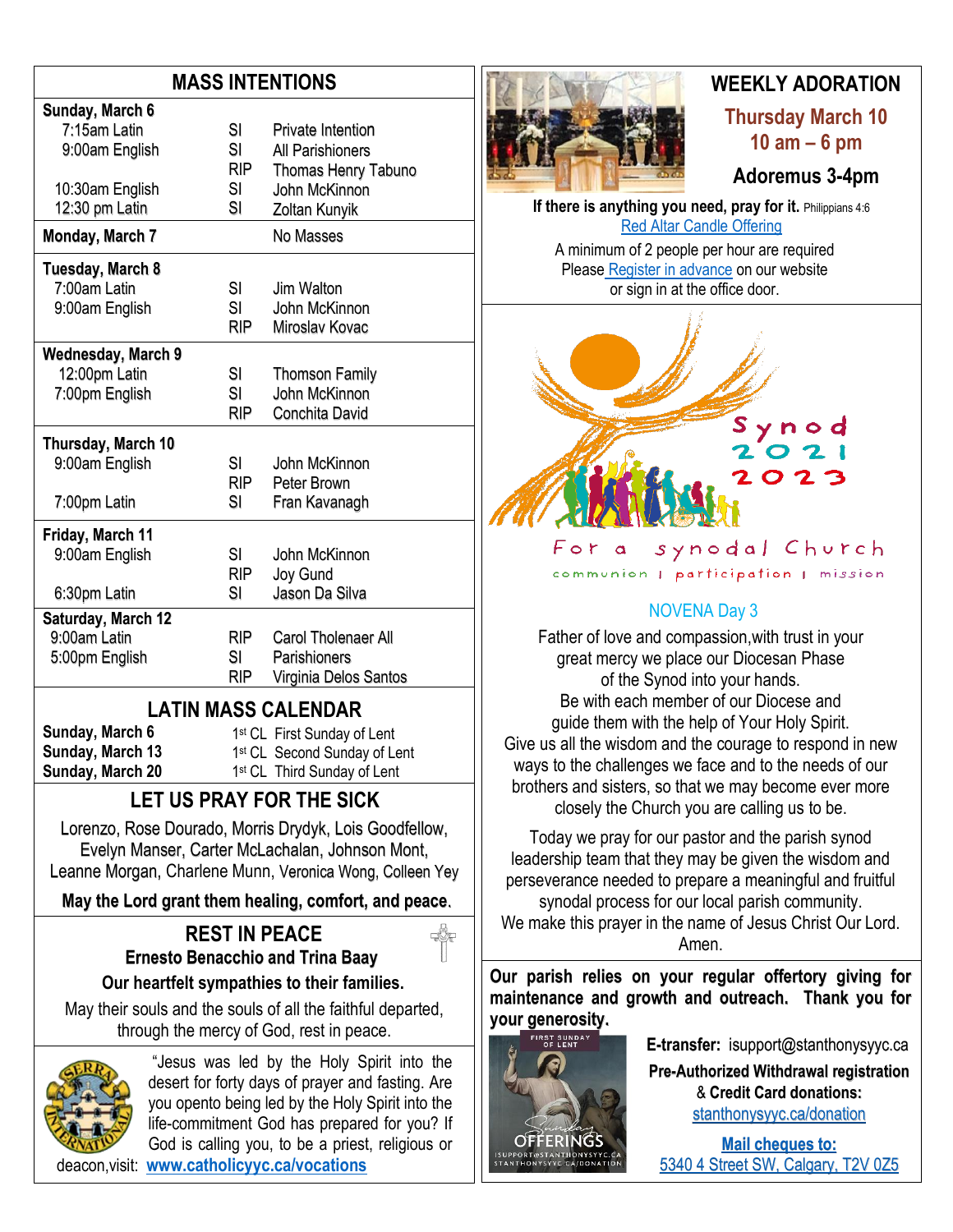## MASS INTENTIONS

| | | |
|---|---|---|
| **Sunday, March 6** | | |
| 7:15am Latin | SI | Private Intention |
| 9:00am English | SI | All Parishioners |
| | RIP | Thomas Henry Tabuno |
| 10:30am English | SI | John McKinnon |
| 12:30 pm Latin | SI | Zoltan Kunyik |
| **Monday, March 7** | | No Masses |
| **Tuesday, March 8** | | |
| 7:00am Latin | SI | Jim Walton |
| 9:00am English | SI | John McKinnon |
| | RIP | Miroslav Kovac |
| **Wednesday, March 9** | | |
| 12:00pm Latin | SI | Thomson Family |
| 7:00pm English | SI | John McKinnon |
| | RIP | Conchita David |
| **Thursday, March 10** | | |
| 9:00am English | SI | John McKinnon |
| | RIP | Peter Brown |
| 7:00pm Latin | SI | Fran Kavanagh |
| **Friday, March 11** | | |
| 9:00am English | SI | John McKinnon |
| | RIP | Joy Gund |
| 6:30pm Latin | SI | Jason Da Silva |
| **Saturday, March 12** | | |
| 9:00am Latin | RIP | Carol Tholenaer All |
| 5:00pm English | SI | Parishioners |
| | RIP | Virginia Delos Santos |

## LATIN MASS CALENDAR

| | |
|---|---|
| **Sunday, March 6** | 1st CL First Sunday of Lent |
| **Sunday, March 13** | 1st CL Second Sunday of Lent |
| **Sunday, March 20** | 1st CL Third Sunday of Lent |

## LET US PRAY FOR THE SICK

Lorenzo, Rose Dourado, Morris Drydyk, Lois Goodfellow, Evelyn Manser, Carter McLachalan, Johnson Mont, Leanne Morgan, Charlene Munn, Veronica Wong, Colleen Yey

**May the Lord grant them healing, comfort, and peace.**

## REST IN PEACE

**Ernesto Benacchio and Trina Baay**

**Our heartfelt sympathies to their families.**

May their souls and the souls of all the faithful departed, through the mercy of God, rest in peace.

"Jesus was led by the Holy Spirit into the desert for forty days of prayer and fasting. Are you opento being led by the Holy Spirit into the life-commitment God has prepared for you? If God is calling you, to be a priest, religious or deacon,visit: **www.catholicyyc.ca/vocations**

## WEEKLY ADORATION

**Thursday March 10**
**10 am – 6 pm**

**Adoremus 3-4pm**

**If there is anything you need, pray for it.** Philippians 4:6

Red Altar Candle Offering

A minimum of 2 people per hour are required
Please Register in advance on our website
or sign in at the office door.

Synod 2021 2023

For a synodal Church

communion | participation | mission

### NOVENA Day 3

Father of love and compassion,with trust in your great mercy we place our Diocesan Phase of the Synod into your hands.
Be with each member of our Diocese and guide them with the help of Your Holy Spirit.
Give us all the wisdom and the courage to respond in new ways to the challenges we face and to the needs of our brothers and sisters, so that we may become ever more closely the Church you are calling us to be.

Today we pray for our pastor and the parish synod leadership team that they may be given the wisdom and perseverance needed to prepare a meaningful and fruitful synodal process for our local parish community.
We make this prayer in the name of Jesus Christ Our Lord. Amen.

**Our parish relies on your regular offertory giving for maintenance and growth and outreach. Thank you for your generosity.**

FIRST SUNDAY OF LENT

Sunday OFFERINGS

ISUPPORT@STANTHONYSYYC.CA
STANTHONYSYYC.CA/DONATION

**E-transfer:** isupport@stanthonysyyc.ca

**Pre-Authorized Withdrawal registration & Credit Card donations:**
stanthonysyyc.ca/donation

**Mail cheques to:**
5340 4 Street SW, Calgary, T2V 0Z5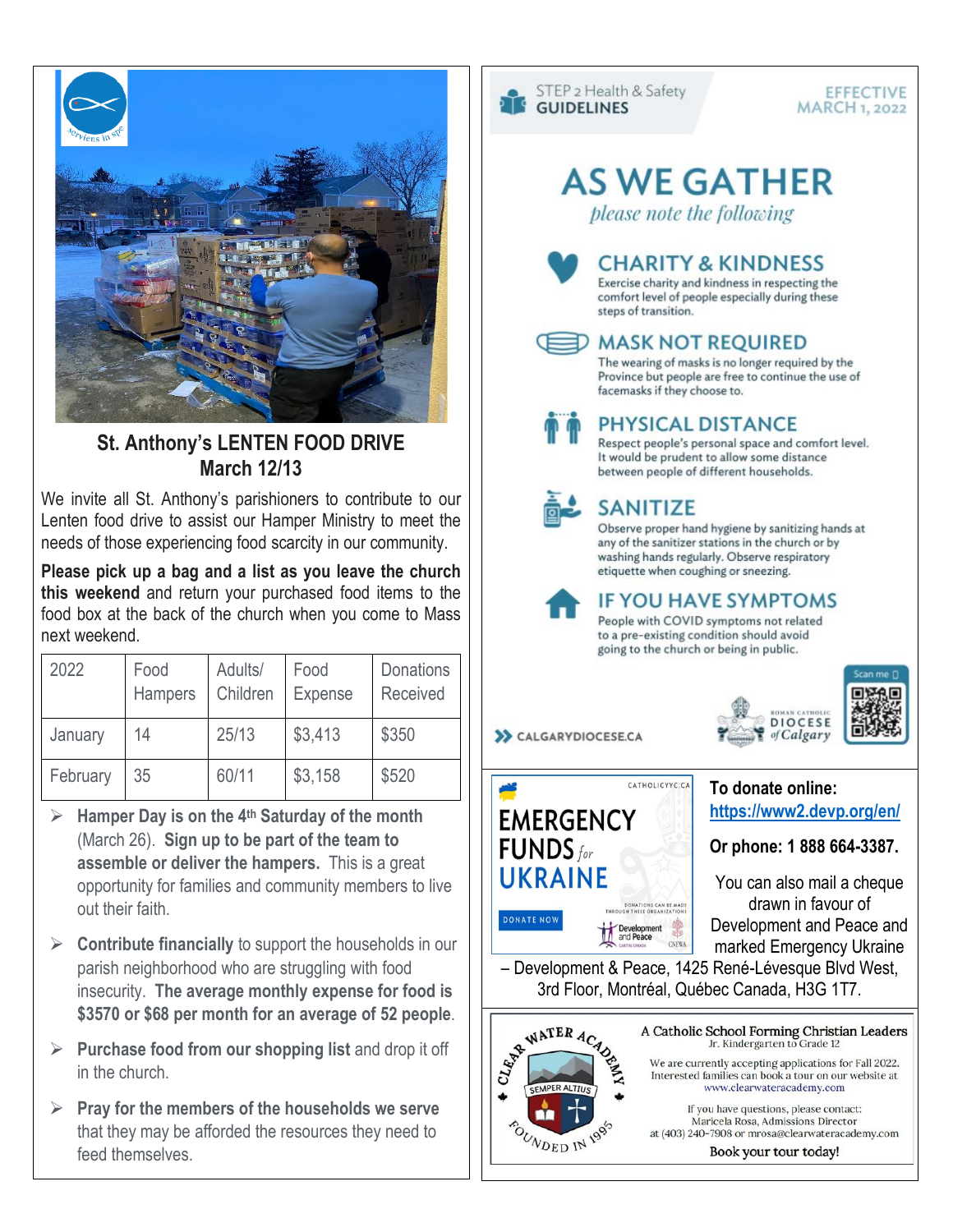## St. Anthony's LENTEN FOOD DRIVE
## March 12/13

We invite all St. Anthony's parishioners to contribute to our Lenten food drive to assist our Hamper Ministry to meet the needs of those experiencing food scarcity in our community.

**Please pick up a bag and a list as you leave the church this weekend** and return your purchased food items to the food box at the back of the church when you come to Mass next weekend.

| 2022 | Food Hampers | Adults/ Children | Food Expense | Donations Received |
|---|---|---|---|---|
| January | 14 | 25/13 | $3,413 | $350 |
| February | 35 | 60/11 | $3,158 | $520 |

- **Hamper Day is on the 4th Saturday of the month** (March 26). **Sign up to be part of the team to assemble or deliver the hampers.** This is a great opportunity for families and community members to live out their faith.
- **Contribute financially** to support the households in our parish neighborhood who are struggling with food insecurity. **The average monthly expense for food is $3570 or $68 per month for an average of 52 people**.
- **Purchase food from our shopping list** and drop it off in the church.
- **Pray for the members of the households we serve** that they may be afforded the resources they need to feed themselves.

STEP 2 Health & Safety **GUIDELINES**

EFFECTIVE MARCH 1, 2022

# AS WE GATHER

*please note the following*

### CHARITY & KINDNESS

Exercise charity and kindness in respecting the comfort level of people especially during these steps of transition.

### MASK NOT REQUIRED

The wearing of masks is no longer required by the Province but people are free to continue the use of facemasks if they choose to.

### PHYSICAL DISTANCE

Respect people's personal space and comfort level. It would be prudent to allow some distance between people of different households.

### SANITIZE

Observe proper hand hygiene by sanitizing hands at any of the sanitizer stations in the church or by washing hands regularly. Observe respiratory etiquette when coughing or sneezing.

### IF YOU HAVE SYMPTOMS

People with COVID symptoms not related to a pre-existing condition should avoid going to the church or being in public.

CALGARYDIOCESE.CA

Roman Catholic Diocese of Calgary

Scan me

CATHOLICYYC.CA

**EMERGENCY FUNDS** *for* **UKRAINE**

DONATE NOW

Donations can be made through these organizations

Development and Peace — Caritas Canada — CNEWA

**To donate online:** https://www2.devp.org/en/

**Or phone: 1 888 664-3387.**

You can also mail a cheque drawn in favour of Development and Peace and marked Emergency Ukraine – Development & Peace, 1425 René-Lévesque Blvd West, 3rd Floor, Montréal, Québec Canada, H3G 1T7.

CLEARWATER ACADEMY — SEMPER ALTIUS — FOUNDED IN 1995

A Catholic School Forming Christian Leaders
Jr. Kindergarten to Grade 12

We are currently accepting applications for Fall 2022. Interested families can book a tour on our website at www.clearwateracademy.com

If you have questions, please contact: Maricela Rosa, Admissions Director at (403) 240-7908 or mrosa@clearwateracademy.com

Book your tour today!